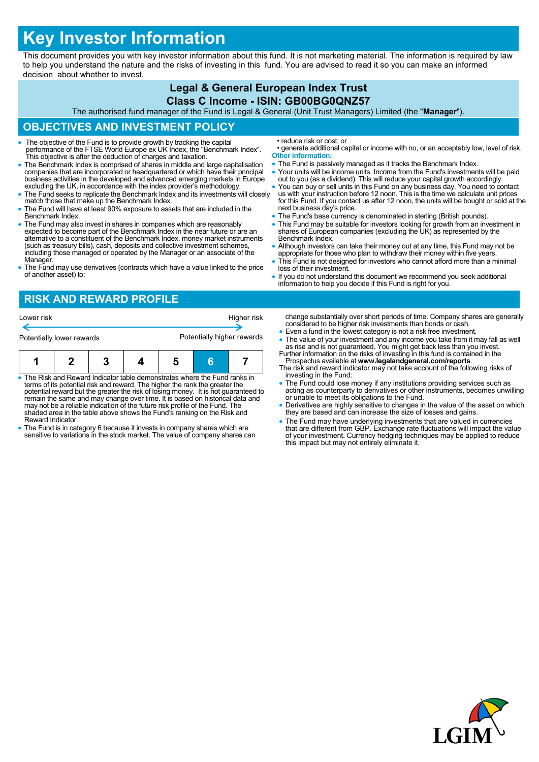# Key Investor Information

This document provides you with key investor information about this fund. It is not marketing material. The information is required by law to help you understand the nature and the risks of investing in this fund. You are advised to read it so you can make an informed decision about whether to invest.

## Legal & General European Index Trust
## Class C Income - ISIN: GB00BG0QNZ57

The authorised fund manager of the Fund is Legal & General (Unit Trust Managers) Limited (the "**Manager**").

## OBJECTIVES AND INVESTMENT POLICY

- The objective of the Fund is to provide growth by tracking the capital performance of the FTSE World Europe ex UK Index, the "Benchmark Index". This objective is after the deduction of charges and taxation.
- The Benchmark Index is comprised of shares in middle and large capitalisation companies that are incorporated or headquartered or which have their principal business activities in the developed and advanced emerging markets in Europe excluding the UK, in accordance with the index provider's methodology.
- The Fund seeks to replicate the Benchmark Index and its investments will closely match those that make up the Benchmark Index.
- The Fund will have at least 90% exposure to assets that are included in the Benchmark Index.
- The Fund may also invest in shares in companies which are reasonably expected to become part of the Benchmark Index in the near future or are an alternative to a constituent of the Benchmark Index, money market instruments (such as treasury bills), cash, deposits and collective investment schemes, including those managed or operated by the Manager or an associate of the Manager.
- The Fund may use derivatives (contracts which have a value linked to the price of another asset) to:
  - reduce risk or cost; or
  - generate additional capital or income with no, or an acceptably low, level of risk.

**Other information:**

- The Fund is passively managed as it tracks the Benchmark Index.
- Your units will be income units. Income from the Fund's investments will be paid out to you (as a dividend). This will reduce your capital growth accordingly.
- You can buy or sell units in this Fund on any business day. You need to contact us with your instruction before 12 noon. This is the time we calculate unit prices for this Fund. If you contact us after 12 noon, the units will be bought or sold at the next business day's price.
- The Fund's base currency is denominated in sterling (British pounds).
- This Fund may be suitable for investors looking for growth from an investment in shares of European companies (excluding the UK) as represented by the Benchmark Index.
- Although investors can take their money out at any time, this Fund may not be appropriate for those who plan to withdraw their money within five years.
- This Fund is not designed for investors who cannot afford more than a minimal loss of their investment.
- If you do not understand this document we recommend you seek additional information to help you decide if this Fund is right for you.

## RISK AND REWARD PROFILE

Lower risk ← → Higher risk

Potentially lower rewards — Potentially higher rewards

| 1 | 2 | 3 | 4 | 5 | **6** | 7 |
|---|---|---|---|---|---|---|

- The Risk and Reward Indicator table demonstrates where the Fund ranks in terms of its potential risk and reward. The higher the rank the greater the potential reward but the greater the risk of losing money. It is not guaranteed to remain the same and may change over time. It is based on historical data and may not be a reliable indication of the future risk profile of the Fund. The shaded area in the table above shows the Fund's ranking on the Risk and Reward Indicator.
- The Fund is in category 6 because it invests in company shares which are sensitive to variations in the stock market. The value of company shares can change substantially over short periods of time. Company shares are generally considered to be higher risk investments than bonds or cash.
- Even a fund in the lowest category is not a risk free investment.
- The value of your investment and any income you take from it may fall as well as rise and is not guaranteed. You might get back less than you invest.

Further information on the risks of investing in this fund is contained in the Prospectus available at **www.legalandgeneral.com/reports**.

The risk and reward indicator may not take account of the following risks of investing in the Fund:

- The Fund could lose money if any institutions providing services such as acting as counterparty to derivatives or other instruments, becomes unwilling or unable to meet its obligations to the Fund.
- Derivatives are highly sensitive to changes in the value of the asset on which they are based and can increase the size of losses and gains.
- The Fund may have underlying investments that are valued in currencies that are different from GBP. Exchange rate fluctuations will impact the value of your investment. Currency hedging techniques may be applied to reduce this impact but may not entirely eliminate it.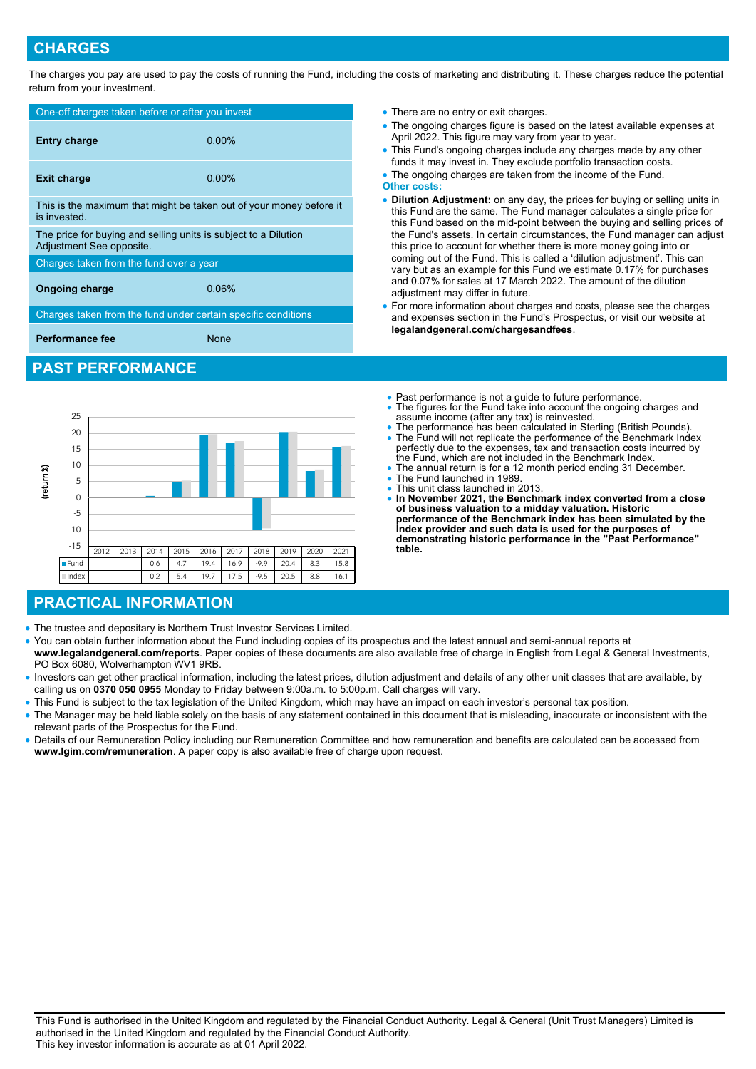## CHARGES

The charges you pay are used to pay the costs of running the Fund, including the costs of marketing and distributing it. These charges reduce the potential return from your investment.

| | |
|---|---|
| One-off charges taken before or after you invest | |
| **Entry charge** | 0.00% |
| **Exit charge** | 0.00% |
| This is the maximum that might be taken out of your money before it is invested. | |
| The price for buying and selling units is subject to a Dilution Adjustment See opposite. | |
| Charges taken from the fund over a year | |
| **Ongoing charge** | 0.06% |
| Charges taken from the fund under certain specific conditions | |
| **Performance fee** | None |

- There are no entry or exit charges.
- The ongoing charges figure is based on the latest available expenses at April 2022. This figure may vary from year to year.
- This Fund's ongoing charges include any charges made by any other funds it may invest in. They exclude portfolio transaction costs.
- The ongoing charges are taken from the income of the Fund.

**Other costs:**

- **Dilution Adjustment:** on any day, the prices for buying or selling units in this Fund are the same. The Fund manager calculates a single price for this Fund based on the mid-point between the buying and selling prices of the Fund's assets. In certain circumstances, the Fund manager can adjust this price to account for whether there is more money going into or coming out of the Fund. This is called a 'dilution adjustment'. This can vary but as an example for this Fund we estimate 0.17% for purchases and 0.07% for sales at 17 March 2022. The amount of the dilution adjustment may differ in future.
- For more information about charges and costs, please see the charges and expenses section in the Fund's Prospectus, or visit our website at **legalandgeneral.com/chargesandfees**.

## PAST PERFORMANCE

(return %)

25
20
15
10
5
0
-5
-10
-15

2012 2013 2014 2015 2016 2017 2018 2019 2020 2021

Fund: 0.6 4.7 19.4 16.9 -9.9 20.4 8.3 15.8

Index: 0.2 5.4 19.7 17.5 -9.5 20.5 8.8 16.1

- Past performance is not a guide to future performance.
- The figures for the Fund take into account the ongoing charges and assume income (after any tax) is reinvested.
- The performance has been calculated in Sterling (British Pounds).
- The Fund will not replicate the performance of the Benchmark Index perfectly due to the expenses, tax and transaction costs incurred by the Fund, which are not included in the Benchmark Index.
- The annual return is for a 12 month period ending 31 December.
- The Fund launched in 1989.
- This unit class launched in 2013.
- **In November 2021, the Benchmark index converted from a close of business valuation to a midday valuation. Historic performance of the Benchmark index has been simulated by the Index provider and such data is used for the purposes of demonstrating historic performance in the "Past Performance" table.**

## PRACTICAL INFORMATION

- The trustee and depositary is Northern Trust Investor Services Limited.
- You can obtain further information about the Fund including copies of its prospectus and the latest annual and semi-annual reports at **www.legalandgeneral.com/reports**. Paper copies of these documents are also available free of charge in English from Legal & General Investments, PO Box 6080, Wolverhampton WV1 9RB.
- Investors can get other practical information, including the latest prices, dilution adjustment and details of any other unit classes that are available, by calling us on **0370 050 0955** Monday to Friday between 9:00a.m. to 5:00p.m. Call charges will vary.
- This Fund is subject to the tax legislation of the United Kingdom, which may have an impact on each investor's personal tax position.
- The Manager may be held liable solely on the basis of any statement contained in this document that is misleading, inaccurate or inconsistent with the relevant parts of the Prospectus for the Fund.
- Details of our Remuneration Policy including our Remuneration Committee and how remuneration and benefits are calculated can be accessed from **www.lgim.com/remuneration**. A paper copy is also available free of charge upon request.

This Fund is authorised in the United Kingdom and regulated by the Financial Conduct Authority. Legal & General (Unit Trust Managers) Limited is authorised in the United Kingdom and regulated by the Financial Conduct Authority.
This key investor information is accurate as at 01 April 2022.